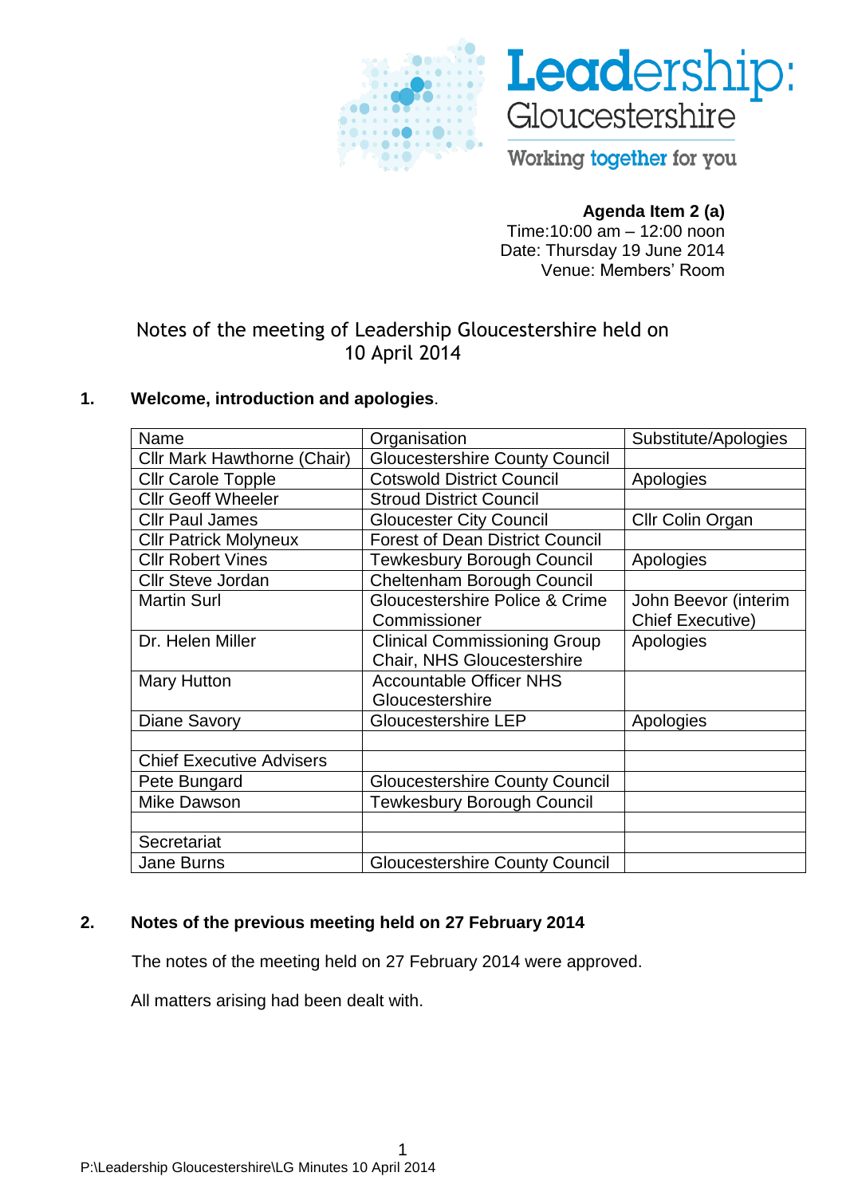Leadership: Gloucestershire

Working together for you

**Agenda Item 2 (a)**
Time:10:00 am – 12:00 noon
Date: Thursday 19 June 2014
Venue: Members' Room

# Notes of the meeting of Leadership Gloucestershire held on 10 April 2014

## 1. Welcome, introduction and apologies.

| Name | Organisation | Substitute/Apologies |
|---|---|---|
| Cllr Mark Hawthorne (Chair) | Gloucestershire County Council | |
| Cllr Carole Topple | Cotswold District Council | Apologies |
| Cllr Geoff Wheeler | Stroud District Council | |
| Cllr Paul James | Gloucester City Council | Cllr Colin Organ |
| Cllr Patrick Molyneux | Forest of Dean District Council | |
| Cllr Robert Vines | Tewkesbury Borough Council | Apologies |
| Cllr Steve Jordan | Cheltenham Borough Council | |
| Martin Surl | Gloucestershire Police & Crime Commissioner | John Beevor (interim Chief Executive) |
| Dr. Helen Miller | Clinical Commissioning Group Chair, NHS Gloucestershire | Apologies |
| Mary Hutton | Accountable Officer NHS Gloucestershire | |
| Diane Savory | Gloucestershire LEP | Apologies |
| | | |
| Chief Executive Advisers | | |
| Pete Bungard | Gloucestershire County Council | |
| Mike Dawson | Tewkesbury Borough Council | |
| | | |
| Secretariat | | |
| Jane Burns | Gloucestershire County Council | |

## 2. Notes of the previous meeting held on 27 February 2014

The notes of the meeting held on 27 February 2014 were approved.

All matters arising had been dealt with.

P:\Leadership Gloucestershire\LG Minutes 10 April 2014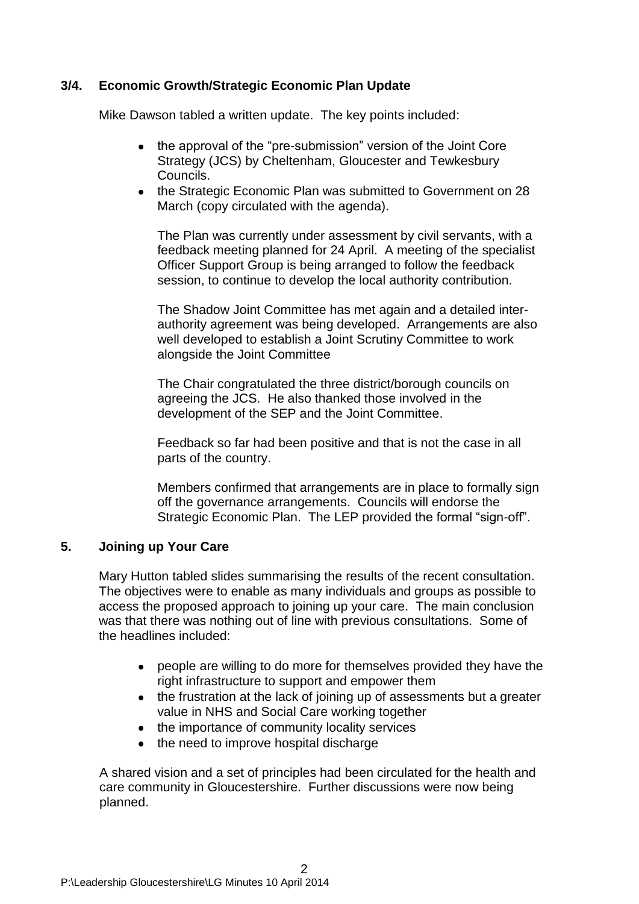### 3/4. Economic Growth/Strategic Economic Plan Update

Mike Dawson tabled a written update. The key points included:

- the approval of the "pre-submission" version of the Joint Core Strategy (JCS) by Cheltenham, Gloucester and Tewkesbury Councils.
- the Strategic Economic Plan was submitted to Government on 28 March (copy circulated with the agenda).

  The Plan was currently under assessment by civil servants, with a feedback meeting planned for 24 April. A meeting of the specialist Officer Support Group is being arranged to follow the feedback session, to continue to develop the local authority contribution.

  The Shadow Joint Committee has met again and a detailed inter-authority agreement was being developed. Arrangements are also well developed to establish a Joint Scrutiny Committee to work alongside the Joint Committee

  The Chair congratulated the three district/borough councils on agreeing the JCS. He also thanked those involved in the development of the SEP and the Joint Committee.

  Feedback so far had been positive and that is not the case in all parts of the country.

  Members confirmed that arrangements are in place to formally sign off the governance arrangements. Councils will endorse the Strategic Economic Plan. The LEP provided the formal "sign-off".

### 5. Joining up Your Care

Mary Hutton tabled slides summarising the results of the recent consultation. The objectives were to enable as many individuals and groups as possible to access the proposed approach to joining up your care. The main conclusion was that there was nothing out of line with previous consultations. Some of the headlines included:

- people are willing to do more for themselves provided they have the right infrastructure to support and empower them
- the frustration at the lack of joining up of assessments but a greater value in NHS and Social Care working together
- the importance of community locality services
- the need to improve hospital discharge

A shared vision and a set of principles had been circulated for the health and care community in Gloucestershire. Further discussions were now being planned.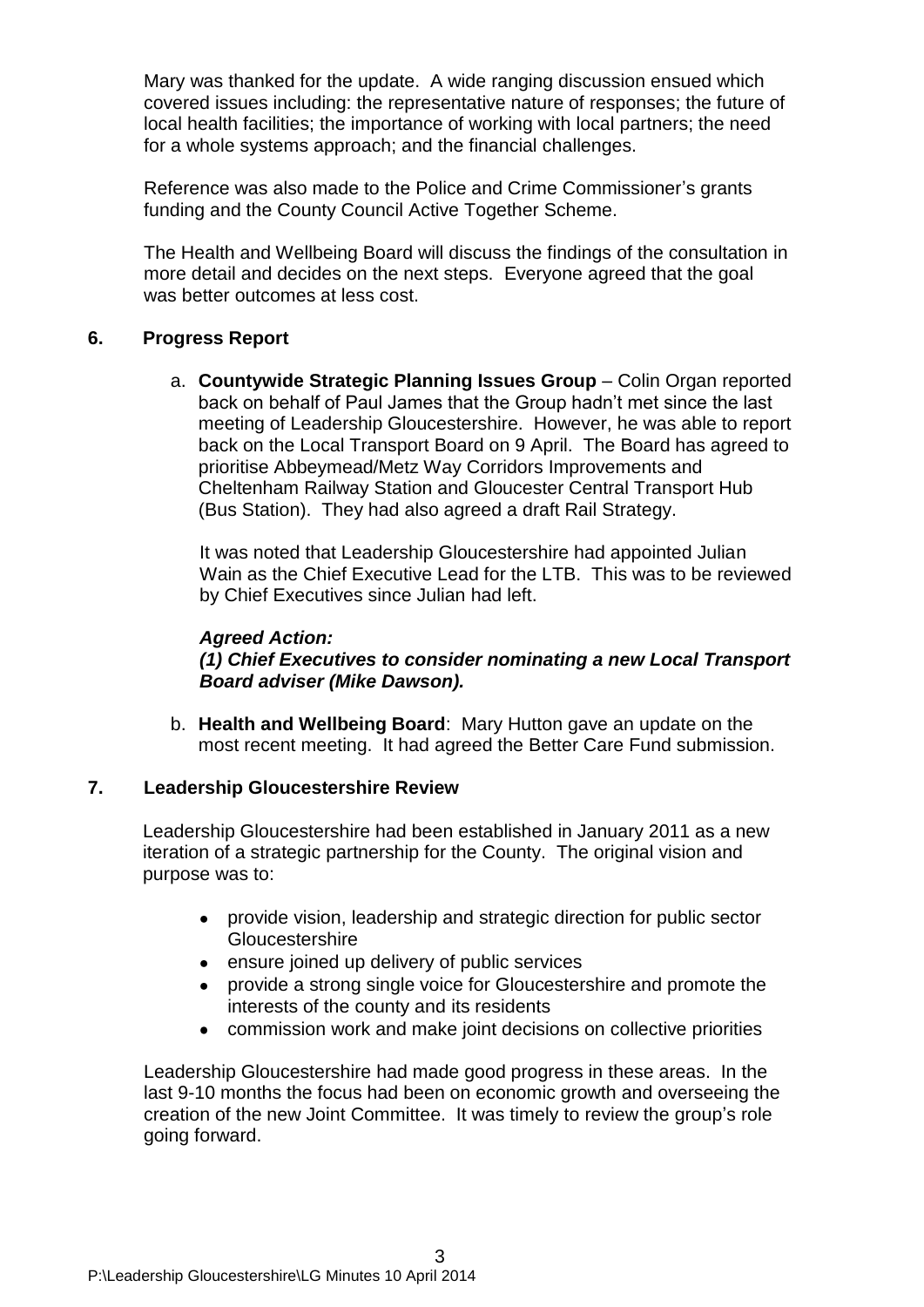Mary was thanked for the update. A wide ranging discussion ensued which covered issues including: the representative nature of responses; the future of local health facilities; the importance of working with local partners; the need for a whole systems approach; and the financial challenges.

Reference was also made to the Police and Crime Commissioner's grants funding and the County Council Active Together Scheme.

The Health and Wellbeing Board will discuss the findings of the consultation in more detail and decides on the next steps. Everyone agreed that the goal was better outcomes at less cost.

## 6. Progress Report

a. **Countywide Strategic Planning Issues Group** – Colin Organ reported back on behalf of Paul James that the Group hadn't met since the last meeting of Leadership Gloucestershire. However, he was able to report back on the Local Transport Board on 9 April. The Board has agreed to prioritise Abbeymead/Metz Way Corridors Improvements and Cheltenham Railway Station and Gloucester Central Transport Hub (Bus Station). They had also agreed a draft Rail Strategy.

It was noted that Leadership Gloucestershire had appointed Julian Wain as the Chief Executive Lead for the LTB. This was to be reviewed by Chief Executives since Julian had left.

***Agreed Action:***
***(1) Chief Executives to consider nominating a new Local Transport Board adviser (Mike Dawson).***

b. **Health and Wellbeing Board**: Mary Hutton gave an update on the most recent meeting. It had agreed the Better Care Fund submission.

## 7. Leadership Gloucestershire Review

Leadership Gloucestershire had been established in January 2011 as a new iteration of a strategic partnership for the County. The original vision and purpose was to:

- provide vision, leadership and strategic direction for public sector Gloucestershire
- ensure joined up delivery of public services
- provide a strong single voice for Gloucestershire and promote the interests of the county and its residents
- commission work and make joint decisions on collective priorities

Leadership Gloucestershire had made good progress in these areas. In the last 9-10 months the focus had been on economic growth and overseeing the creation of the new Joint Committee. It was timely to review the group's role going forward.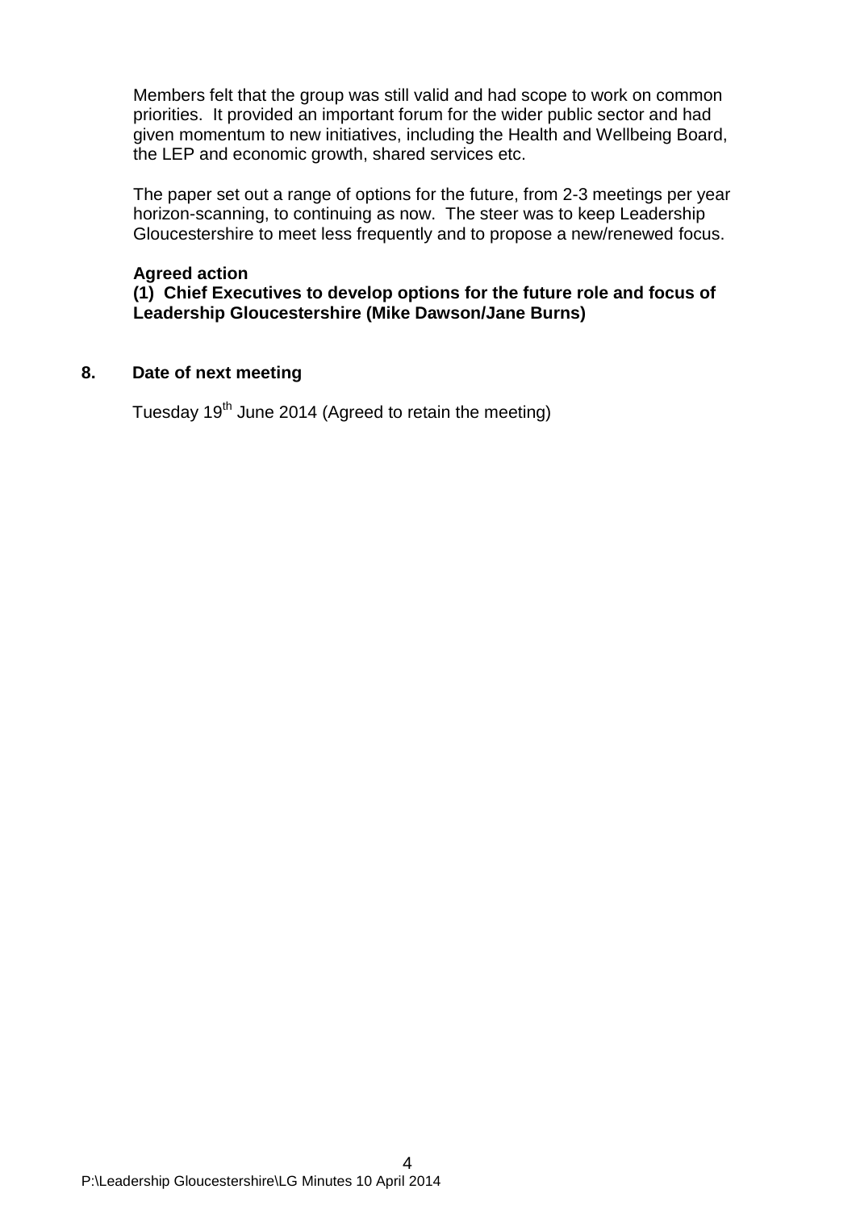Members felt that the group was still valid and had scope to work on common priorities. It provided an important forum for the wider public sector and had given momentum to new initiatives, including the Health and Wellbeing Board, the LEP and economic growth, shared services etc.

The paper set out a range of options for the future, from 2-3 meetings per year horizon-scanning, to continuing as now. The steer was to keep Leadership Gloucestershire to meet less frequently and to propose a new/renewed focus.

**Agreed action**
**(1) Chief Executives to develop options for the future role and focus of Leadership Gloucestershire (Mike Dawson/Jane Burns)**

## 8. Date of next meeting

Tuesday 19th June 2014 (Agreed to retain the meeting)